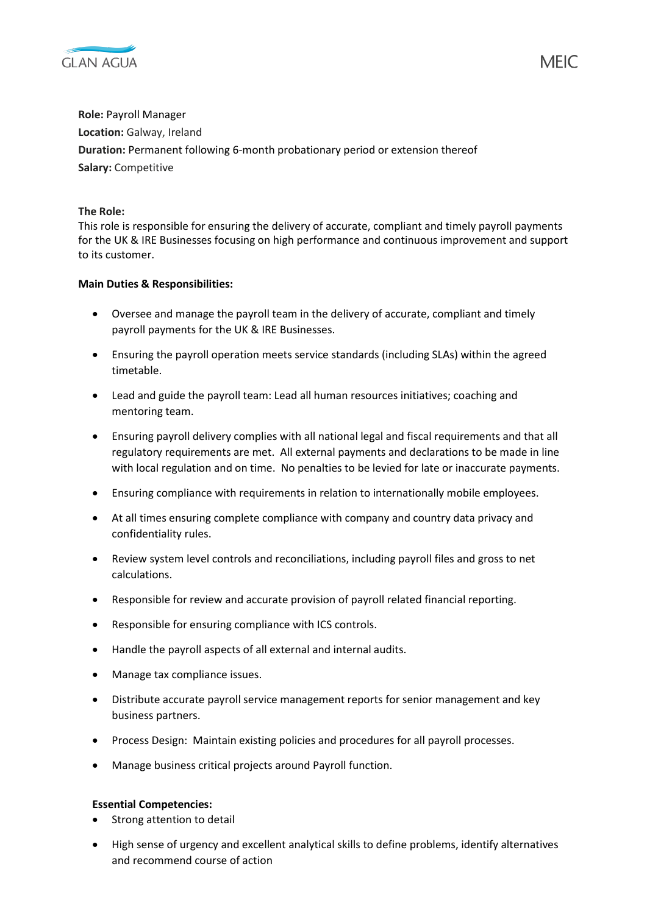**Role:** Payroll Manager
**Location:** Galway, Ireland
**Duration:** Permanent following 6-month probationary period or extension thereof
**Salary:** Competitive

**The Role:**
This role is responsible for ensuring the delivery of accurate, compliant and timely payroll payments for the UK & IRE Businesses focusing on high performance and continuous improvement and support to its customer.

**Main Duties & Responsibilities:**

- Oversee and manage the payroll team in the delivery of accurate, compliant and timely payroll payments for the UK & IRE Businesses.
- Ensuring the payroll operation meets service standards (including SLAs) within the agreed timetable.
- Lead and guide the payroll team: Lead all human resources initiatives; coaching and mentoring team.
- Ensuring payroll delivery complies with all national legal and fiscal requirements and that all regulatory requirements are met. All external payments and declarations to be made in line with local regulation and on time. No penalties to be levied for late or inaccurate payments.
- Ensuring compliance with requirements in relation to internationally mobile employees.
- At all times ensuring complete compliance with company and country data privacy and confidentiality rules.
- Review system level controls and reconciliations, including payroll files and gross to net calculations.
- Responsible for review and accurate provision of payroll related financial reporting.
- Responsible for ensuring compliance with ICS controls.
- Handle the payroll aspects of all external and internal audits.
- Manage tax compliance issues.
- Distribute accurate payroll service management reports for senior management and key business partners.
- Process Design: Maintain existing policies and procedures for all payroll processes.
- Manage business critical projects around Payroll function.

**Essential Competencies:**

- Strong attention to detail
- High sense of urgency and excellent analytical skills to define problems, identify alternatives and recommend course of action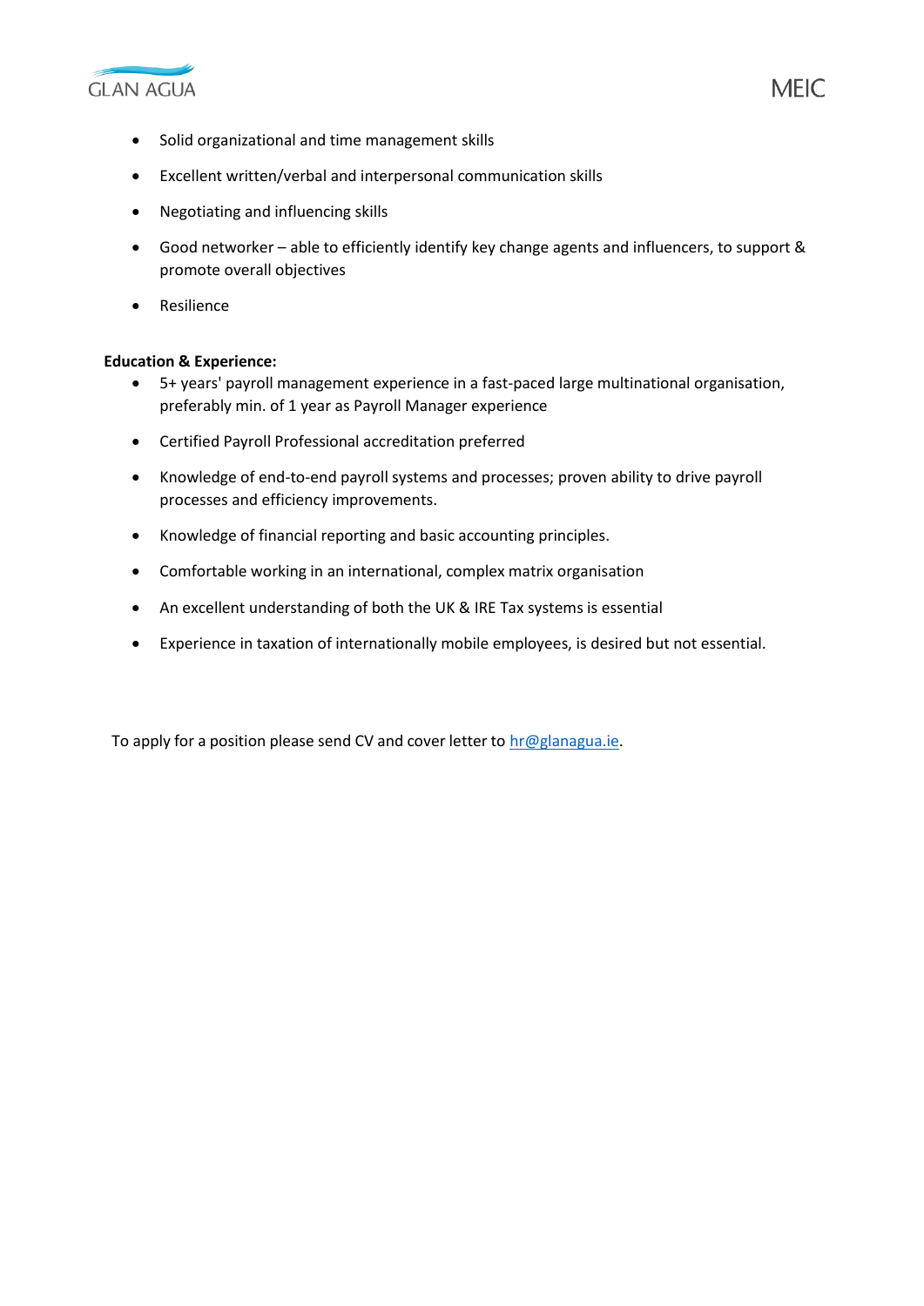- Solid organizational and time management skills
- Excellent written/verbal and interpersonal communication skills
- Negotiating and influencing skills
- Good networker – able to efficiently identify key change agents and influencers, to support & promote overall objectives
- Resilience

**Education & Experience:**

- 5+ years' payroll management experience in a fast-paced large multinational organisation, preferably min. of 1 year as Payroll Manager experience
- Certified Payroll Professional accreditation preferred
- Knowledge of end-to-end payroll systems and processes; proven ability to drive payroll processes and efficiency improvements.
- Knowledge of financial reporting and basic accounting principles.
- Comfortable working in an international, complex matrix organisation
- An excellent understanding of both the UK & IRE Tax systems is essential
- Experience in taxation of internationally mobile employees, is desired but not essential.

To apply for a position please send CV and cover letter to [hr@glanagua.ie](mailto:hr@glanagua.ie).